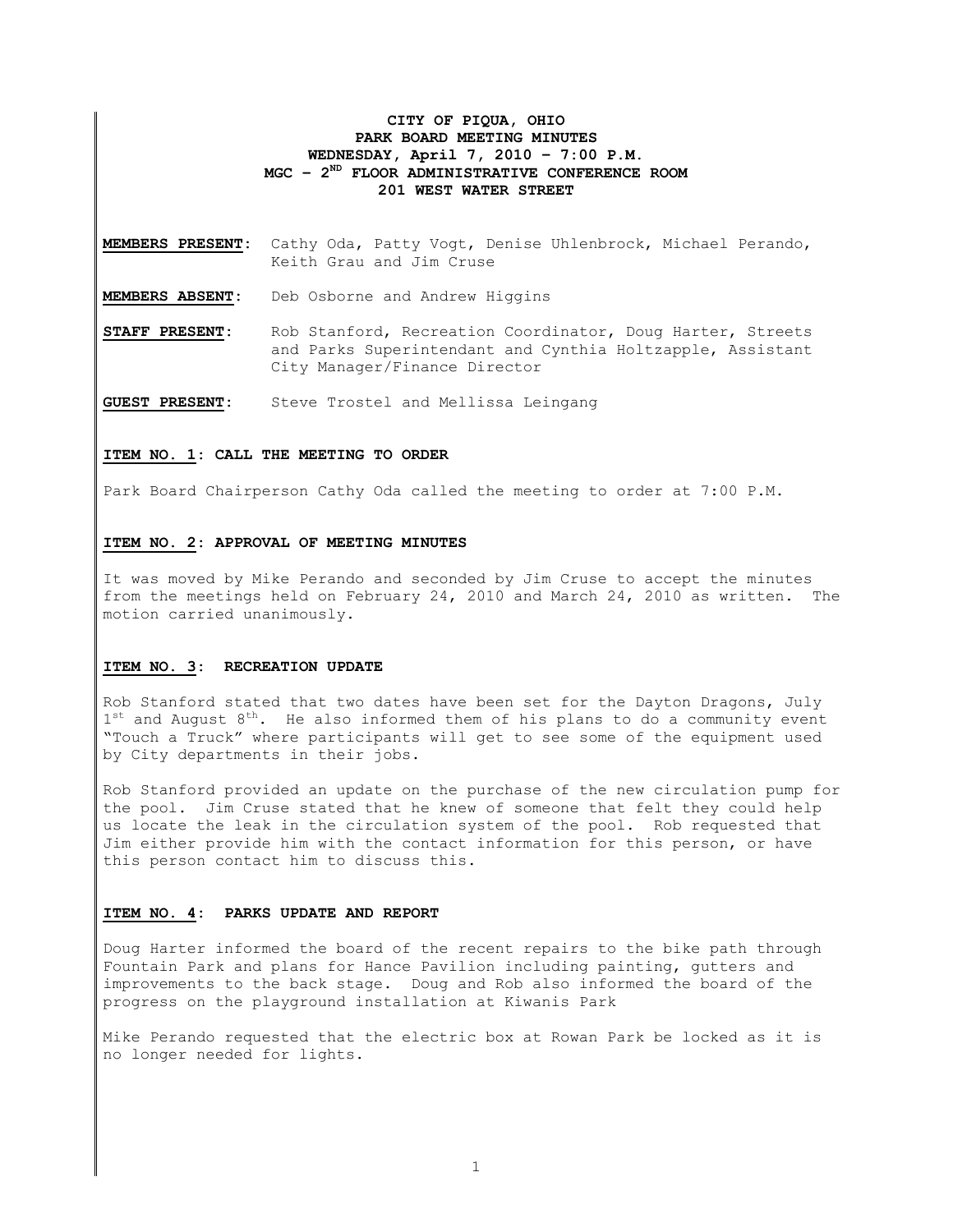# CITY OF PIQUA, OHIO
## PARK BOARD MEETING MINUTES
### WEDNESDAY, April 7, 2010 – 7:00 P.M.
### MGC – 2ND FLOOR ADMINISTRATIVE CONFERENCE ROOM
### 201 WEST WATER STREET

**MEMBERS PRESENT**: Cathy Oda, Patty Vogt, Denise Uhlenbrock, Michael Perando, Keith Grau and Jim Cruse

**MEMBERS ABSENT**: Deb Osborne and Andrew Higgins

**STAFF PRESENT**: Rob Stanford, Recreation Coordinator, Doug Harter, Streets and Parks Superintendant and Cynthia Holtzapple, Assistant City Manager/Finance Director

**GUEST PRESENT**: Steve Trostel and Mellissa Leingang

**ITEM NO. 1: CALL THE MEETING TO ORDER**

Park Board Chairperson Cathy Oda called the meeting to order at 7:00 P.M.

**ITEM NO. 2: APPROVAL OF MEETING MINUTES**

It was moved by Mike Perando and seconded by Jim Cruse to accept the minutes from the meetings held on February 24, 2010 and March 24, 2010 as written. The motion carried unanimously.

**ITEM NO. 3: RECREATION UPDATE**

Rob Stanford stated that two dates have been set for the Dayton Dragons, July 1st and August 8th. He also informed them of his plans to do a community event "Touch a Truck" where participants will get to see some of the equipment used by City departments in their jobs.

Rob Stanford provided an update on the purchase of the new circulation pump for the pool. Jim Cruse stated that he knew of someone that felt they could help us locate the leak in the circulation system of the pool. Rob requested that Jim either provide him with the contact information for this person, or have this person contact him to discuss this.

**ITEM NO. 4: PARKS UPDATE AND REPORT**

Doug Harter informed the board of the recent repairs to the bike path through Fountain Park and plans for Hance Pavilion including painting, gutters and improvements to the back stage. Doug and Rob also informed the board of the progress on the playground installation at Kiwanis Park

Mike Perando requested that the electric box at Rowan Park be locked as it is no longer needed for lights.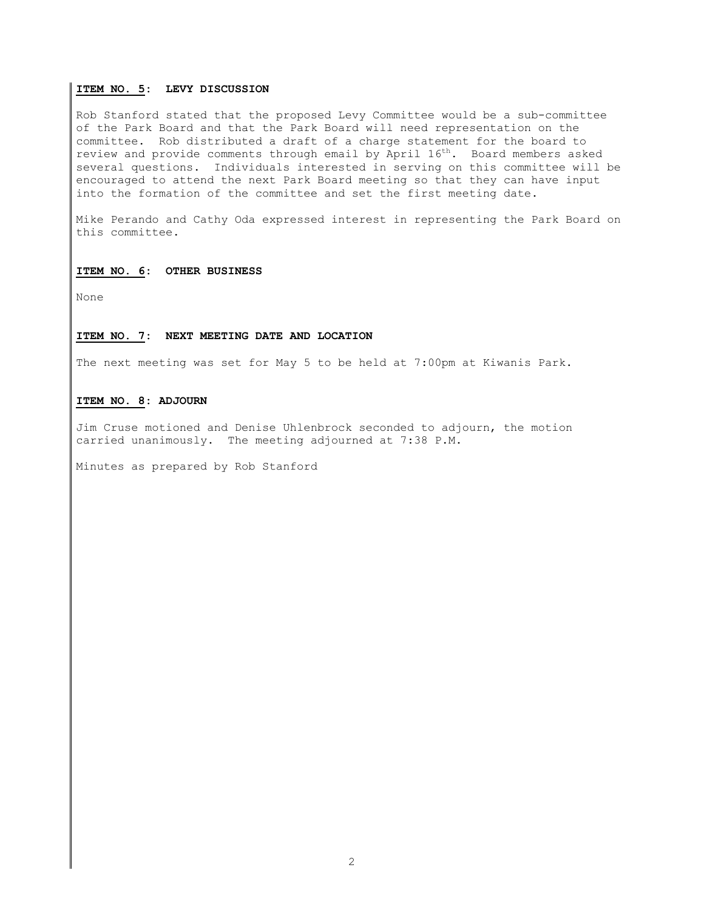## ITEM NO. 5: LEVY DISCUSSION

Rob Stanford stated that the proposed Levy Committee would be a sub-committee of the Park Board and that the Park Board will need representation on the committee. Rob distributed a draft of a charge statement for the board to review and provide comments through email by April 16th. Board members asked several questions. Individuals interested in serving on this committee will be encouraged to attend the next Park Board meeting so that they can have input into the formation of the committee and set the first meeting date.

Mike Perando and Cathy Oda expressed interest in representing the Park Board on this committee.

## ITEM NO. 6: OTHER BUSINESS

None

## ITEM NO. 7: NEXT MEETING DATE AND LOCATION

The next meeting was set for May 5 to be held at 7:00pm at Kiwanis Park.

## ITEM NO. 8: ADJOURN

Jim Cruse motioned and Denise Uhlenbrock seconded to adjourn, the motion carried unanimously. The meeting adjourned at 7:38 P.M.

Minutes as prepared by Rob Stanford